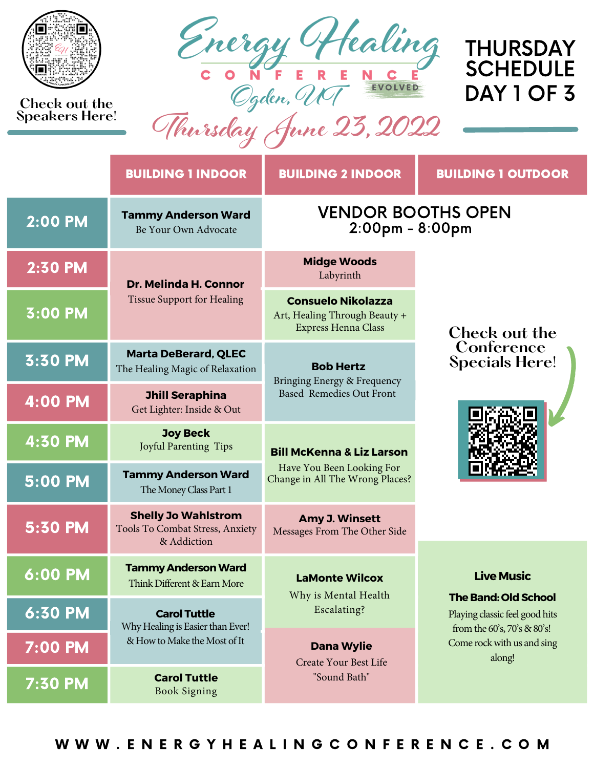Check out the Speakers Here!

# Energy Healing Conference EVOLVED

## Ogden, UT

## Thursday June 23, 2022

# THURSDAY SCHEDULE DAY 1 OF 3

| | BUILDING 1 INDOOR | BUILDING 2 INDOOR | BUILDING 1 OUTDOOR |
|---|---|---|---|
| 2:00 PM | **Tammy Anderson Ward** Be Your Own Advocate | VENDOR BOOTHS OPEN 2:00pm - 8:00pm | |
| 2:30 PM | **Dr. Melinda H. Connor** Tissue Support for Healing | **Midge Woods** Labyrinth | |
| 3:00 PM | | **Consuelo Nikolazza** Art, Healing Through Beauty + Express Henna Class | |
| 3:30 PM | **Marta DeBerard, QLEC** The Healing Magic of Relaxation | **Bob Hertz** Bringing Energy & Frequency Based Remedies Out Front | |
| 4:00 PM | **Jhill Seraphina** Get Lighter: Inside & Out | | |
| 4:30 PM | **Joy Beck** Joyful Parenting Tips | **Bill McKenna & Liz Larson** Have You Been Looking For Change in All The Wrong Places? | |
| 5:00 PM | **Tammy Anderson Ward** The Money Class Part 1 | | |
| 5:30 PM | **Shelly Jo Wahlstrom** Tools To Combat Stress, Anxiety & Addiction | **Amy J. Winsett** Messages From The Other Side | |
| 6:00 PM | **Tammy Anderson Ward** Think Different & Earn More | **LaMonte Wilcox** Why is Mental Health Escalating? | **Live Music** **The Band: Old School** Playing classic feel good hits from the 60's, 70's & 80's! Come rock with us and sing along! |
| 6:30 PM | **Carol Tuttle** Why Healing is Easier than Ever! & How to Make the Most of It | | |
| 7:00 PM | | **Dana Wylie** Create Your Best Life "Sound Bath" | |
| 7:30 PM | **Carol Tuttle** Book Signing | | |

Check out the Conference Specials Here!

WWW.ENERGYHEALINGCONFERENCE.COM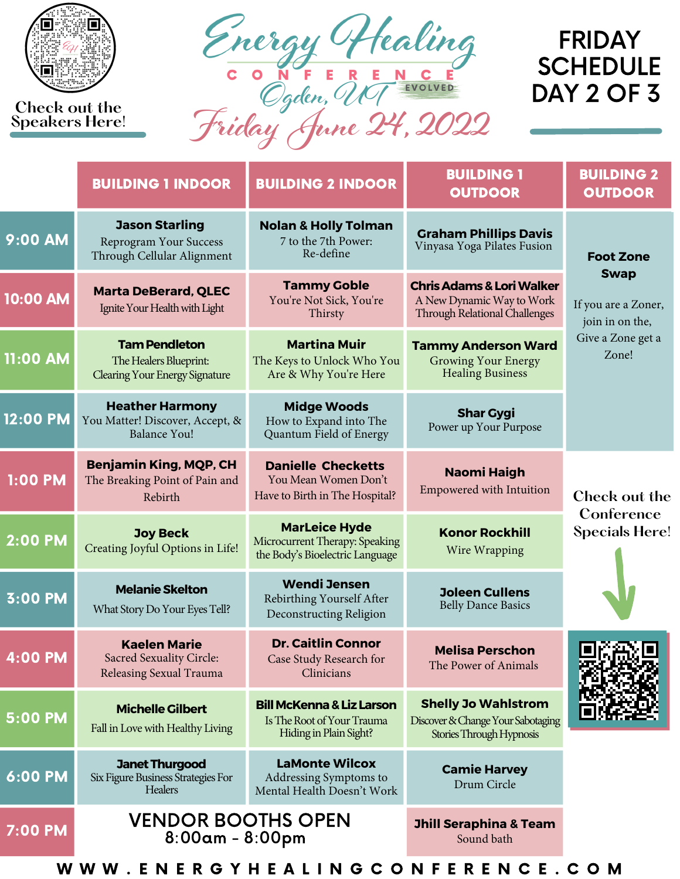Check out the Speakers Here!

# Energy Healing Conference Evolved

## Ogden, UT

## Friday June 24, 2022

# FRIDAY SCHEDULE DAY 2 OF 3

| | BUILDING 1 INDOOR | BUILDING 2 INDOOR | BUILDING 1 OUTDOOR | BUILDING 2 OUTDOOR |
|---|---|---|---|---|
| 9:00 AM | **Jason Starling** Reprogram Your Success Through Cellular Alignment | **Nolan & Holly Tolman** 7 to the 7th Power: Re-define | **Graham Phillips Davis** Vinyasa Yoga Pilates Fusion | **Foot Zone Swap** If you are a Zoner, join in on the, Give a Zone get a Zone! |
| 10:00 AM | **Marta DeBerard, QLEC** Ignite Your Health with Light | **Tammy Goble** You're Not Sick, You're Thirsty | **Chris Adams & Lori Walker** A New Dynamic Way to Work Through Relational Challenges | |
| 11:00 AM | **Tam Pendleton** The Healers Blueprint: Clearing Your Energy Signature | **Martina Muir** The Keys to Unlock Who You Are & Why You're Here | **Tammy Anderson Ward** Growing Your Energy Healing Business | |
| 12:00 PM | **Heather Harmony** You Matter! Discover, Accept, & Balance You! | **Midge Woods** How to Expand into The Quantum Field of Energy | **Shar Gygi** Power up Your Purpose | |
| 1:00 PM | **Benjamin King, MQP, CH** The Breaking Point of Pain and Rebirth | **Danielle Checketts** You Mean Women Don't Have to Birth in The Hospital? | **Naomi Haigh** Empowered with Intuition | Check out the Conference Specials Here! |
| 2:00 PM | **Joy Beck** Creating Joyful Options in Life! | **MarLeice Hyde** Microcurrent Therapy: Speaking the Body's Bioelectric Language | **Konor Rockhill** Wire Wrapping | |
| 3:00 PM | **Melanie Skelton** What Story Do Your Eyes Tell? | **Wendi Jensen** Rebirthing Yourself After Deconstructing Religion | **Joleen Cullens** Belly Dance Basics | |
| 4:00 PM | **Kaelen Marie** Sacred Sexuality Circle: Releasing Sexual Trauma | **Dr. Caitlin Connor** Case Study Research for Clinicians | **Melisa Perschon** The Power of Animals | |
| 5:00 PM | **Michelle Gilbert** Fall in Love with Healthy Living | **Bill McKenna & Liz Larson** Is The Root of Your Trauma Hiding in Plain Sight? | **Shelly Jo Wahlstrom** Discover & Change Your Sabotaging Stories Through Hypnosis | |
| 6:00 PM | **Janet Thurgood** Six Figure Business Strategies For Healers | **LaMonte Wilcox** Addressing Symptoms to Mental Health Doesn't Work | **Camie Harvey** Drum Circle | |
| 7:00 PM | VENDOR BOOTHS OPEN 8:00am - 8:00pm | | **Jhill Seraphina & Team** Sound bath | |

WWW.ENERGYHEALINGCONFERENCE.COM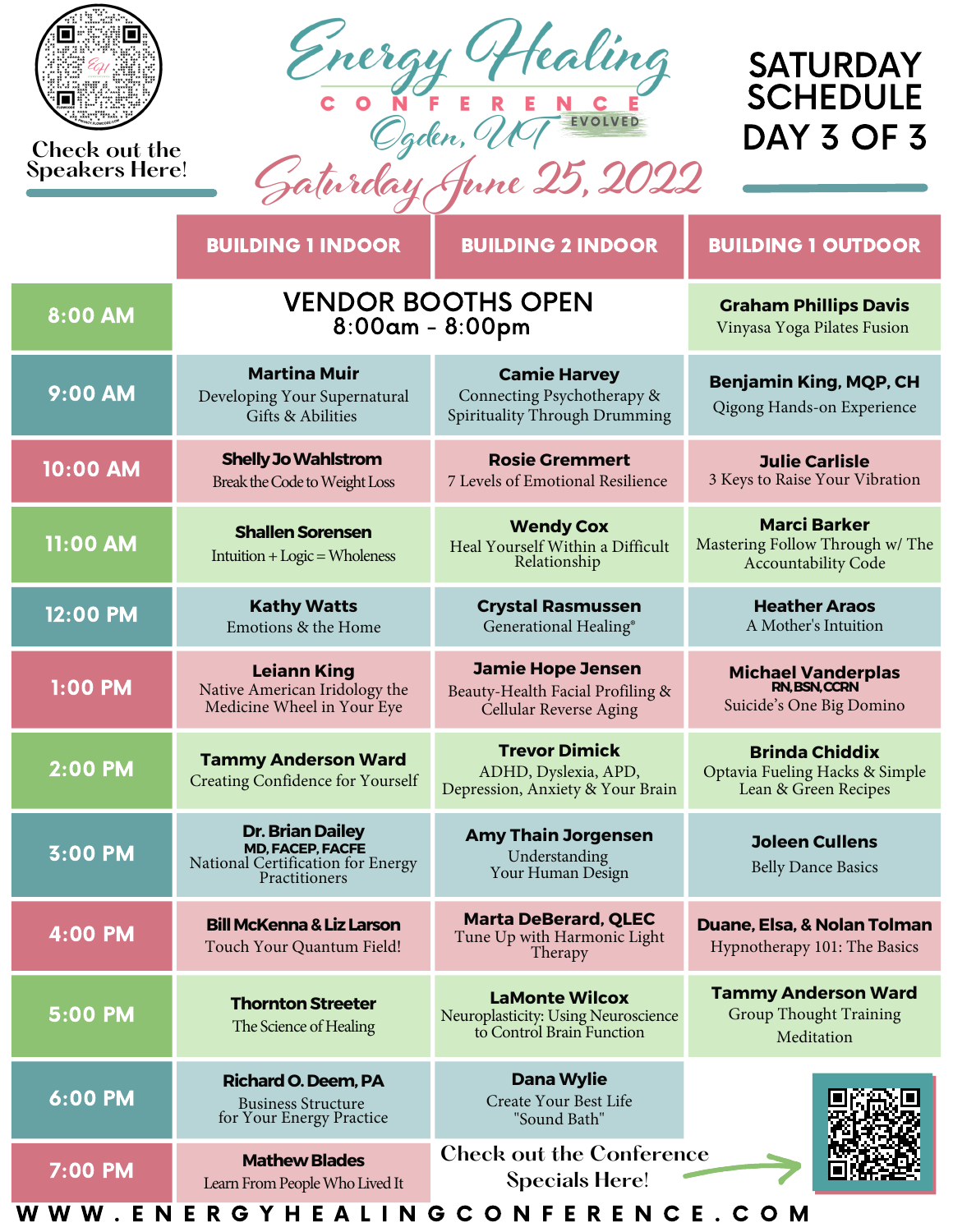Check out the Speakers Here!

# Energy Healing Conference

EVOLVED

## Ogden, UT

## Saturday June 25, 2022

# SATURDAY SCHEDULE DAY 3 OF 3

| | BUILDING 1 INDOOR | BUILDING 2 INDOOR | BUILDING 1 OUTDOOR |
|---|---|---|---|
| 8:00 AM | VENDOR BOOTHS OPEN 8:00am - 8:00pm | | **Graham Phillips Davis** Vinyasa Yoga Pilates Fusion |
| 9:00 AM | **Martina Muir** Developing Your Supernatural Gifts & Abilities | **Camie Harvey** Connecting Psychotherapy & Spirituality Through Drumming | **Benjamin King, MQP, CH** Qigong Hands-on Experience |
| 10:00 AM | **Shelly Jo Wahlstrom** Break the Code to Weight Loss | **Rosie Gremmert** 7 Levels of Emotional Resilience | **Julie Carlisle** 3 Keys to Raise Your Vibration |
| 11:00 AM | **Shallen Sorensen** Intuition + Logic = Wholeness | **Wendy Cox** Heal Yourself Within a Difficult Relationship | **Marci Barker** Mastering Follow Through w/ The Accountability Code |
| 12:00 PM | **Kathy Watts** Emotions & the Home | **Crystal Rasmussen** Generational Healing® | **Heather Araos** A Mother's Intuition |
| 1:00 PM | **Leiann King** Native American Iridology the Medicine Wheel in Your Eye | **Jamie Hope Jensen** Beauty-Health Facial Profiling & Cellular Reverse Aging | **Michael Vanderplas** RN, BSN, CCRN Suicide's One Big Domino |
| 2:00 PM | **Tammy Anderson Ward** Creating Confidence for Yourself | **Trevor Dimick** ADHD, Dyslexia, APD, Depression, Anxiety & Your Brain | **Brinda Chiddix** Optavia Fueling Hacks & Simple Lean & Green Recipes |
| 3:00 PM | **Dr. Brian Dailey** MD, FACEP, FACFE National Certification for Energy Practitioners | **Amy Thain Jorgensen** Understanding Your Human Design | **Joleen Cullens** Belly Dance Basics |
| 4:00 PM | **Bill McKenna & Liz Larson** Touch Your Quantum Field! | **Marta DeBerard, QLEC** Tune Up with Harmonic Light Therapy | **Duane, Elsa, & Nolan Tolman** Hypnotherapy 101: The Basics |
| 5:00 PM | **Thornton Streeter** The Science of Healing | **LaMonte Wilcox** Neuroplasticity: Using Neuroscience to Control Brain Function | **Tammy Anderson Ward** Group Thought Training Meditation |
| 6:00 PM | **Richard O. Deem, PA** Business Structure for Your Energy Practice | **Dana Wylie** Create Your Best Life "Sound Bath" | |
| 7:00 PM | **Mathew Blades** Learn From People Who Lived It | | |

Check out the Conference Specials Here!

WWW.ENERGYHEALINGCONFERENCE.COM